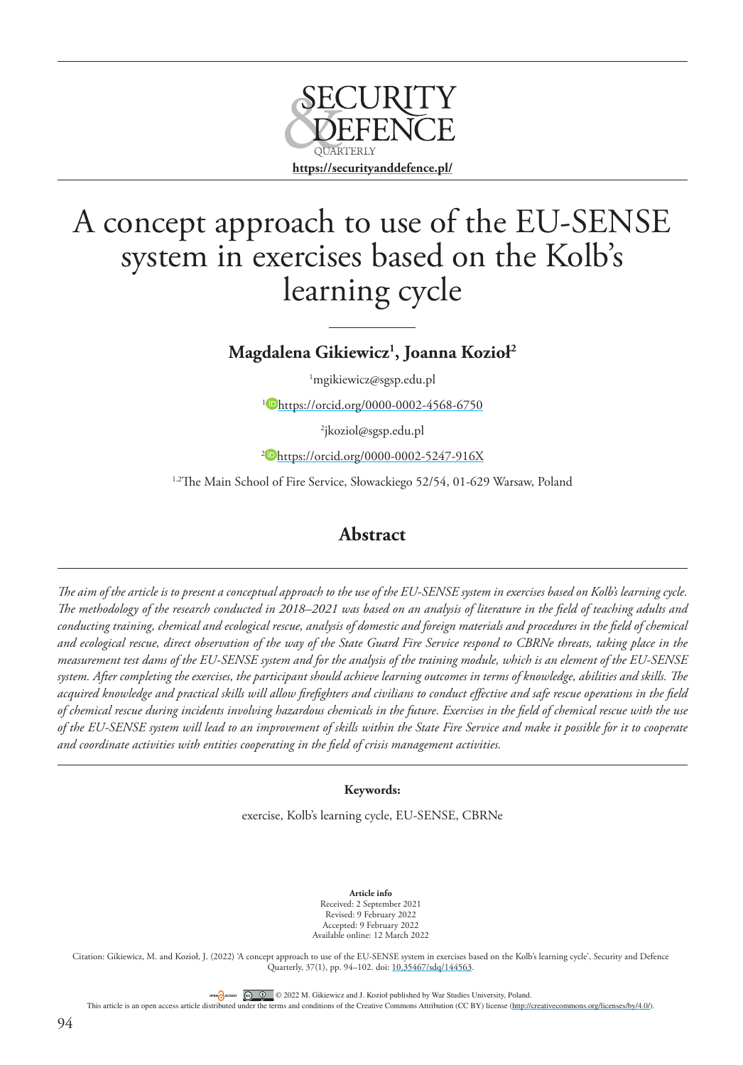# A concept approach to use of the EU-SENSE system in exercises based on the Kolb's learning cycle

**Magdalena Gikiewicz[1], Joanna Kozioł[2]**

[1]mgikiewicz@sgsp.edu.pl

[1]https://orcid.org/0000-0002-4568-6750

[2]jkoziol@sgsp.edu.pl

[2]https://orcid.org/0000-0002-5247-916X

[1,2]The Main School of Fire Service, Słowackiego 52/54, 01-629 Warsaw, Poland

## Abstract

*The aim of the article is to present a conceptual approach to the use of the EU-SENSE system in exercises based on Kolb's learning cycle. The methodology of the research conducted in 2018–2021 was based on an analysis of literature in the field of teaching adults and conducting training, chemical and ecological rescue, analysis of domestic and foreign materials and procedures in the field of chemical and ecological rescue, direct observation of the way of the State Guard Fire Service respond to CBRNe threats, taking place in the measurement test dams of the EU-SENSE system and for the analysis of the training module, which is an element of the EU-SENSE system. After completing the exercises, the participant should achieve learning outcomes in terms of knowledge, abilities and skills. The acquired knowledge and practical skills will allow firefighters and civilians to conduct effective and safe rescue operations in the field of chemical rescue during incidents involving hazardous chemicals in the future. Exercises in the field of chemical rescue with the use of the EU-SENSE system will lead to an improvement of skills within the State Fire Service and make it possible for it to cooperate and coordinate activities with entities cooperating in the field of crisis management activities.*

**Keywords:**

exercise, Kolb's learning cycle, EU-SENSE, CBRNe

**Article info**
Received: 2 September 2021
Revised: 9 February 2022
Accepted: 9 February 2022
Available online: 12 March 2022

Citation: Gikiewicz, M. and Kozioł, J. (2022) 'A concept approach to use of the EU-SENSE system in exercises based on the Kolb's learning cycle', Security and Defence Quarterly, 37(1), pp. 94–102. doi: 10.35467/sdq/144563.

© 2022 M. Gikiewicz and J. Kozioł published by War Studies University, Poland.
This article is an open access article distributed under the terms and conditions of the Creative Commons Attribution (CC BY) license (http://creativecommons.org/licenses/by/4.0/).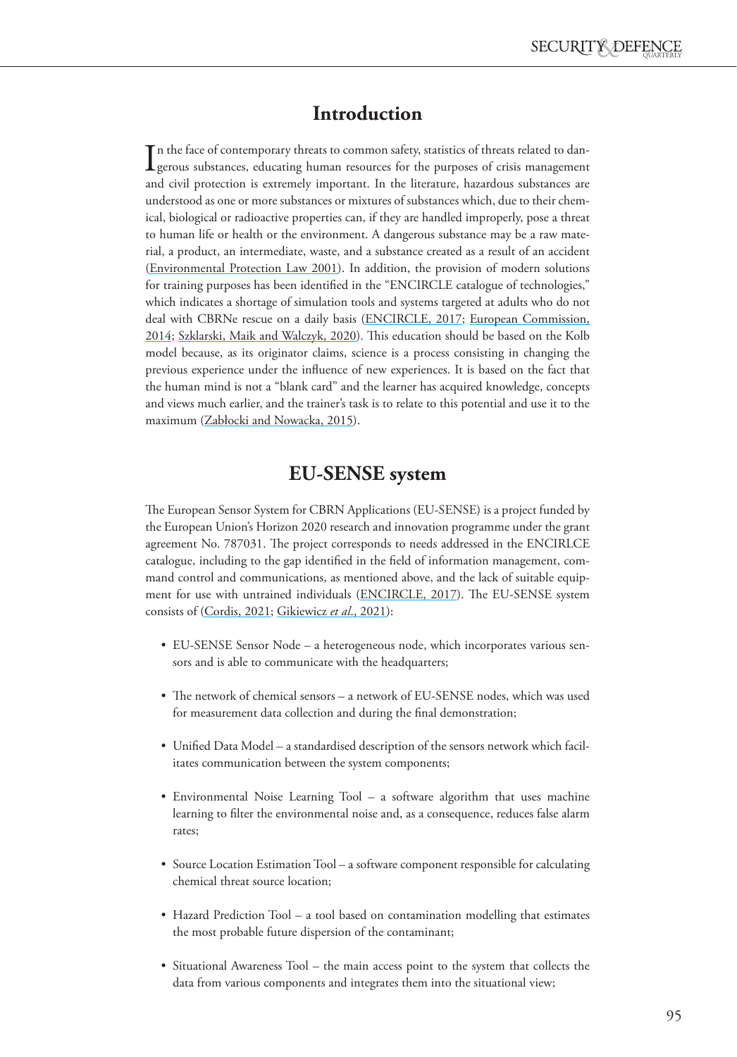## Introduction

In the face of contemporary threats to common safety, statistics of threats related to dangerous substances, educating human resources for the purposes of crisis management and civil protection is extremely important. In the literature, hazardous substances are understood as one or more substances or mixtures of substances which, due to their chemical, biological or radioactive properties can, if they are handled improperly, pose a threat to human life or health or the environment. A dangerous substance may be a raw material, a product, an intermediate, waste, and a substance created as a result of an accident (Environmental Protection Law 2001). In addition, the provision of modern solutions for training purposes has been identified in the "ENCIRCLE catalogue of technologies," which indicates a shortage of simulation tools and systems targeted at adults who do not deal with CBRNe rescue on a daily basis (ENCIRCLE, 2017; European Commission, 2014; Szklarski, Maik and Walczyk, 2020). This education should be based on the Kolb model because, as its originator claims, science is a process consisting in changing the previous experience under the influence of new experiences. It is based on the fact that the human mind is not a "blank card" and the learner has acquired knowledge, concepts and views much earlier, and the trainer's task is to relate to this potential and use it to the maximum (Zabłocki and Nowacka, 2015).

## EU-SENSE system

The European Sensor System for CBRN Applications (EU-SENSE) is a project funded by the European Union's Horizon 2020 research and innovation programme under the grant agreement No. 787031. The project corresponds to needs addressed in the ENCIRLCE catalogue, including to the gap identified in the field of information management, command control and communications, as mentioned above, and the lack of suitable equipment for use with untrained individuals (ENCIRCLE, 2017). The EU-SENSE system consists of (Cordis, 2021; Gikiewicz *et al*., 2021):

- EU-SENSE Sensor Node – a heterogeneous node, which incorporates various sensors and is able to communicate with the headquarters;
- The network of chemical sensors – a network of EU-SENSE nodes, which was used for measurement data collection and during the final demonstration;
- Unified Data Model – a standardised description of the sensors network which facilitates communication between the system components;
- Environmental Noise Learning Tool – a software algorithm that uses machine learning to filter the environmental noise and, as a consequence, reduces false alarm rates;
- Source Location Estimation Tool – a software component responsible for calculating chemical threat source location;
- Hazard Prediction Tool – a tool based on contamination modelling that estimates the most probable future dispersion of the contaminant;
- Situational Awareness Tool – the main access point to the system that collects the data from various components and integrates them into the situational view;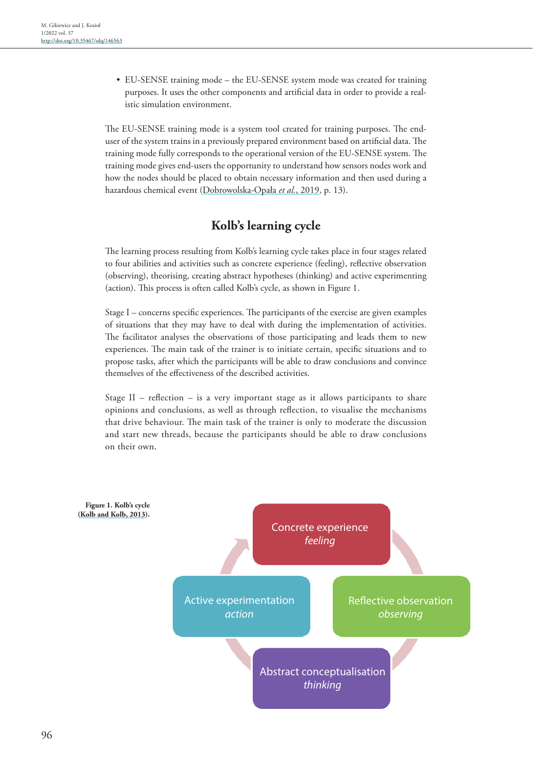- EU-SENSE training mode – the EU-SENSE system mode was created for training purposes. It uses the other components and artificial data in order to provide a realistic simulation environment.

The EU-SENSE training mode is a system tool created for training purposes. The end-user of the system trains in a previously prepared environment based on artificial data. The training mode fully corresponds to the operational version of the EU-SENSE system. The training mode gives end-users the opportunity to understand how sensors nodes work and how the nodes should be placed to obtain necessary information and then used during a hazardous chemical event (Dobrowolska-Opała *et al.*, 2019, p. 13).

## Kolb's learning cycle

The learning process resulting from Kolb's learning cycle takes place in four stages related to four abilities and activities such as concrete experience (feeling), reflective observation (observing), theorising, creating abstract hypotheses (thinking) and active experimenting (action). This process is often called Kolb's cycle, as shown in Figure 1.

Stage I – concerns specific experiences. The participants of the exercise are given examples of situations that they may have to deal with during the implementation of activities. The facilitator analyses the observations of those participating and leads them to new experiences. The main task of the trainer is to initiate certain, specific situations and to propose tasks, after which the participants will be able to draw conclusions and convince themselves of the effectiveness of the described activities.

Stage II – reflection – is a very important stage as it allows participants to share opinions and conclusions, as well as through reflection, to visualise the mechanisms that drive behaviour. The main task of the trainer is only to moderate the discussion and start new threads, because the participants should be able to draw conclusions on their own.

**Figure 1. Kolb's cycle (Kolb and Kolb, 2013).**

Concrete experience *feeling*

Reflective observation *observing*

Abstract conceptualisation *thinking*

Active experimentation *action*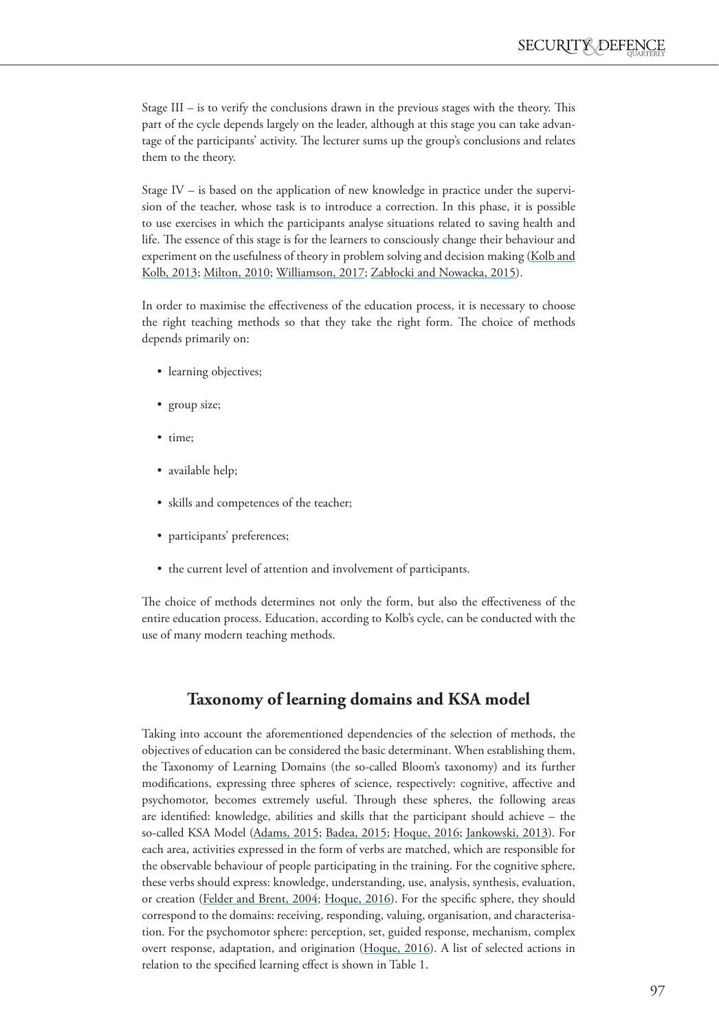Stage III – is to verify the conclusions drawn in the previous stages with the theory. This part of the cycle depends largely on the leader, although at this stage you can take advantage of the participants' activity. The lecturer sums up the group's conclusions and relates them to the theory.

Stage IV – is based on the application of new knowledge in practice under the supervision of the teacher, whose task is to introduce a correction. In this phase, it is possible to use exercises in which the participants analyse situations related to saving health and life. The essence of this stage is for the learners to consciously change their behaviour and experiment on the usefulness of theory in problem solving and decision making (Kolb and Kolb, 2013; Milton, 2010; Williamson, 2017; Zabłocki and Nowacka, 2015).

In order to maximise the effectiveness of the education process, it is necessary to choose the right teaching methods so that they take the right form. The choice of methods depends primarily on:

- learning objectives;
- group size;
- time;
- available help;
- skills and competences of the teacher;
- participants' preferences;
- the current level of attention and involvement of participants.

The choice of methods determines not only the form, but also the effectiveness of the entire education process. Education, according to Kolb's cycle, can be conducted with the use of many modern teaching methods.

## Taxonomy of learning domains and KSA model

Taking into account the aforementioned dependencies of the selection of methods, the objectives of education can be considered the basic determinant. When establishing them, the Taxonomy of Learning Domains (the so-called Bloom's taxonomy) and its further modifications, expressing three spheres of science, respectively: cognitive, affective and psychomotor, becomes extremely useful. Through these spheres, the following areas are identified: knowledge, abilities and skills that the participant should achieve – the so-called KSA Model (Adams, 2015; Badea, 2015; Hoque, 2016; Jankowski, 2013). For each area, activities expressed in the form of verbs are matched, which are responsible for the observable behaviour of people participating in the training. For the cognitive sphere, these verbs should express: knowledge, understanding, use, analysis, synthesis, evaluation, or creation (Felder and Brent, 2004; Hoque, 2016). For the specific sphere, they should correspond to the domains: receiving, responding, valuing, organisation, and characterisation. For the psychomotor sphere: perception, set, guided response, mechanism, complex overt response, adaptation, and origination (Hoque, 2016). A list of selected actions in relation to the specified learning effect is shown in Table 1.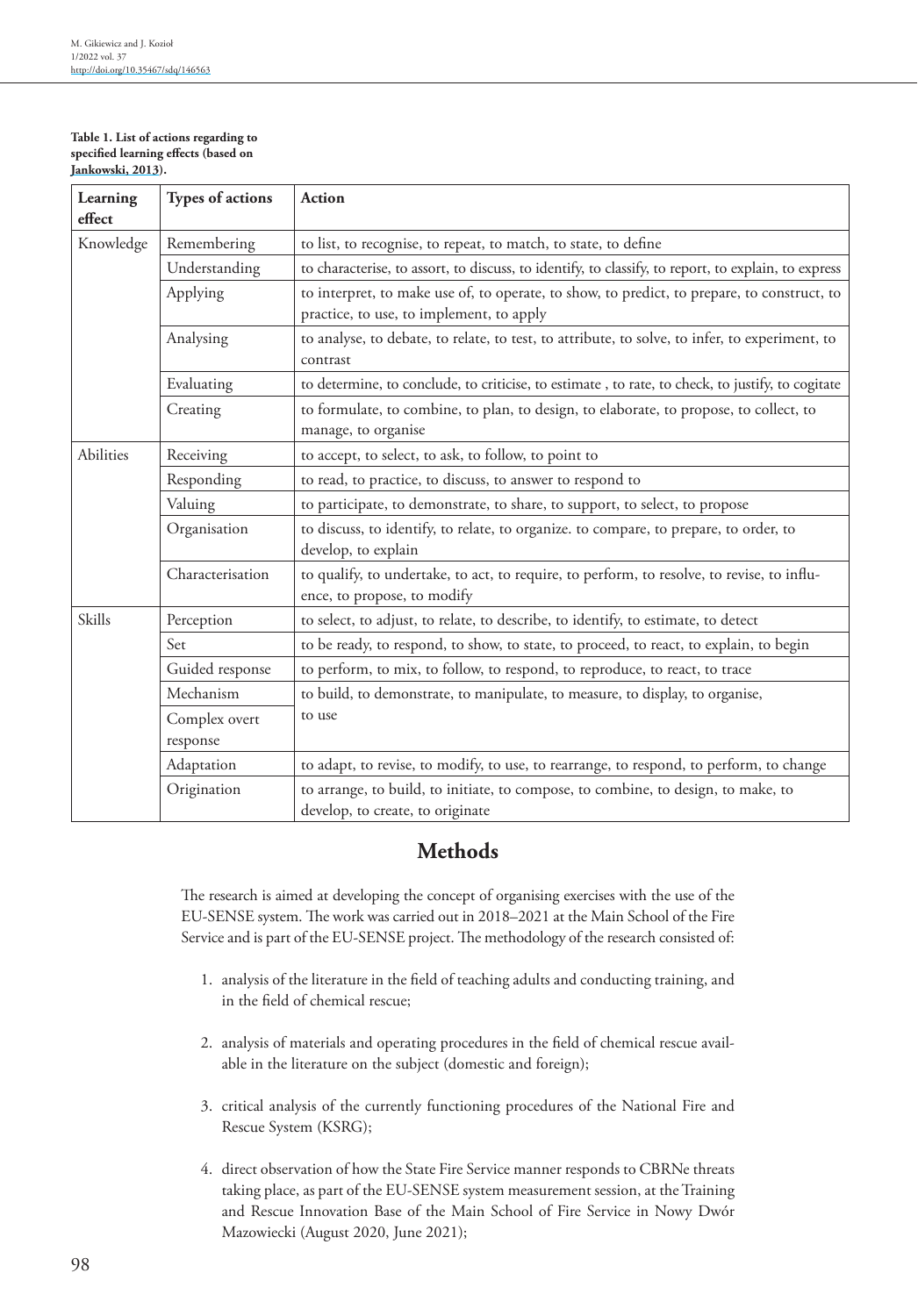**Table 1. List of actions regarding to specified learning effects (based on Jankowski, 2013).**

| Learning effect | Types of actions | Action |
|---|---|---|
| Knowledge | Remembering | to list, to recognise, to repeat, to match, to state, to define |
| | Understanding | to characterise, to assort, to discuss, to identify, to classify, to report, to explain, to express |
| | Applying | to interpret, to make use of, to operate, to show, to predict, to prepare, to construct, to practice, to use, to implement, to apply |
| | Analysing | to analyse, to debate, to relate, to test, to attribute, to solve, to infer, to experiment, to contrast |
| | Evaluating | to determine, to conclude, to criticise, to estimate , to rate, to check, to justify, to cogitate |
| | Creating | to formulate, to combine, to plan, to design, to elaborate, to propose, to collect, to manage, to organise |
| Abilities | Receiving | to accept, to select, to ask, to follow, to point to |
| | Responding | to read, to practice, to discuss, to answer to respond to |
| | Valuing | to participate, to demonstrate, to share, to support, to select, to propose |
| | Organisation | to discuss, to identify, to relate, to organize. to compare, to prepare, to order, to develop, to explain |
| | Characterisation | to qualify, to undertake, to act, to require, to perform, to resolve, to revise, to influence, to propose, to modify |
| Skills | Perception | to select, to adjust, to relate, to describe, to identify, to estimate, to detect |
| | Set | to be ready, to respond, to show, to state, to proceed, to react, to explain, to begin |
| | Guided response | to perform, to mix, to follow, to respond, to reproduce, to react, to trace |
| | Mechanism | to build, to demonstrate, to manipulate, to measure, to display, to organise, to use |
| | Complex overt response | |
| | Adaptation | to adapt, to revise, to modify, to use, to rearrange, to respond, to perform, to change |
| | Origination | to arrange, to build, to initiate, to compose, to combine, to design, to make, to develop, to create, to originate |

# Methods

The research is aimed at developing the concept of organising exercises with the use of the EU-SENSE system. The work was carried out in 2018–2021 at the Main School of the Fire Service and is part of the EU-SENSE project. The methodology of the research consisted of:

1. analysis of the literature in the field of teaching adults and conducting training, and in the field of chemical rescue;
2. analysis of materials and operating procedures in the field of chemical rescue available in the literature on the subject (domestic and foreign);
3. critical analysis of the currently functioning procedures of the National Fire and Rescue System (KSRG);
4. direct observation of how the State Fire Service manner responds to CBRNe threats taking place, as part of the EU-SENSE system measurement session, at the Training and Rescue Innovation Base of the Main School of Fire Service in Nowy Dwór Mazowiecki (August 2020, June 2021);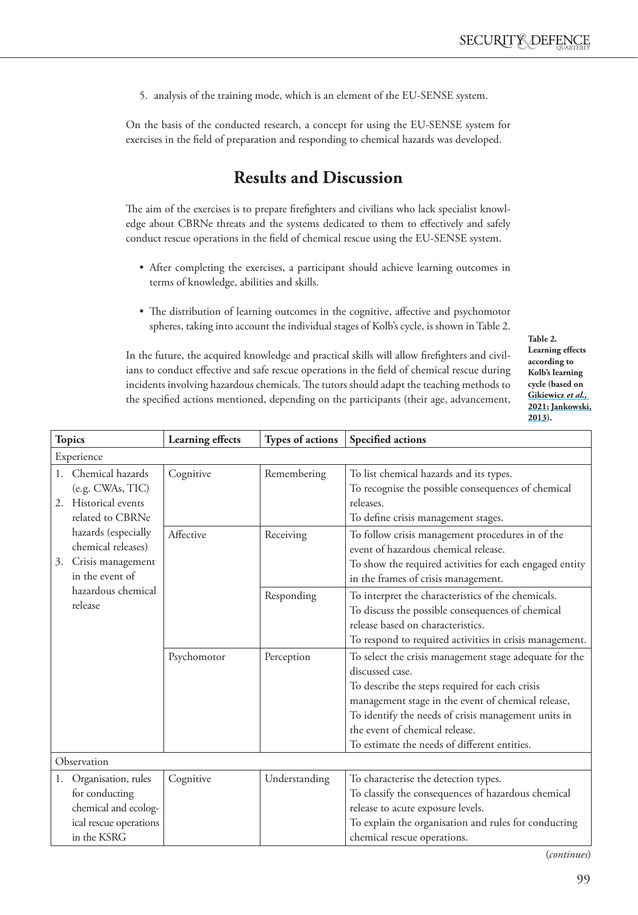5. analysis of the training mode, which is an element of the EU-SENSE system.

On the basis of the conducted research, a concept for using the EU-SENSE system for exercises in the field of preparation and responding to chemical hazards was developed.

## Results and Discussion

The aim of the exercises is to prepare firefighters and civilians who lack specialist knowledge about CBRNe threats and the systems dedicated to them to effectively and safely conduct rescue operations in the field of chemical rescue using the EU-SENSE system.

- After completing the exercises, a participant should achieve learning outcomes in terms of knowledge, abilities and skills.
- The distribution of learning outcomes in the cognitive, affective and psychomotor spheres, taking into account the individual stages of Kolb's cycle, is shown in Table 2.

In the future, the acquired knowledge and practical skills will allow firefighters and civilians to conduct effective and safe rescue operations in the field of chemical rescue during incidents involving hazardous chemicals. The tutors should adapt the teaching methods to the specified actions mentioned, depending on the participants (their age, advancement,

**Table 2. Learning effects according to Kolb's learning cycle (based on Gikiewicz *et al.*, 2021; Jankowski, 2013).**

| Topics | Learning effects | Types of actions | Specified actions |
|---|---|---|---|
| Experience | | | |
| 1. Chemical hazards (e.g. CWAs, TIC)<br>2. Historical events related to CBRNe hazards (especially chemical releases)<br>3. Crisis management in the event of hazardous chemical release | Cognitive | Remembering | To list chemical hazards and its types.<br>To recognise the possible consequences of chemical releases.<br>To define crisis management stages. |
| | Affective | Receiving | To follow crisis management procedures in of the event of hazardous chemical release.<br>To show the required activities for each engaged entity in the frames of crisis management. |
| | | Responding | To interpret the characteristics of the chemicals.<br>To discuss the possible consequences of chemical release based on characteristics.<br>To respond to required activities in crisis management. |
| | Psychomotor | Perception | To select the crisis management stage adequate for the discussed case.<br>To describe the steps required for each crisis management stage in the event of chemical release,<br>To identify the needs of crisis management units in the event of chemical release.<br>To estimate the needs of different entities. |
| Observation | | | |
| 1. Organisation, rules for conducting chemical and ecological rescue operations in the KSRG | Cognitive | Understanding | To characterise the detection types.<br>To classify the consequences of hazardous chemical release to acute exposure levels.<br>To explain the organisation and rules for conducting chemical rescue operations. |

(*continues*)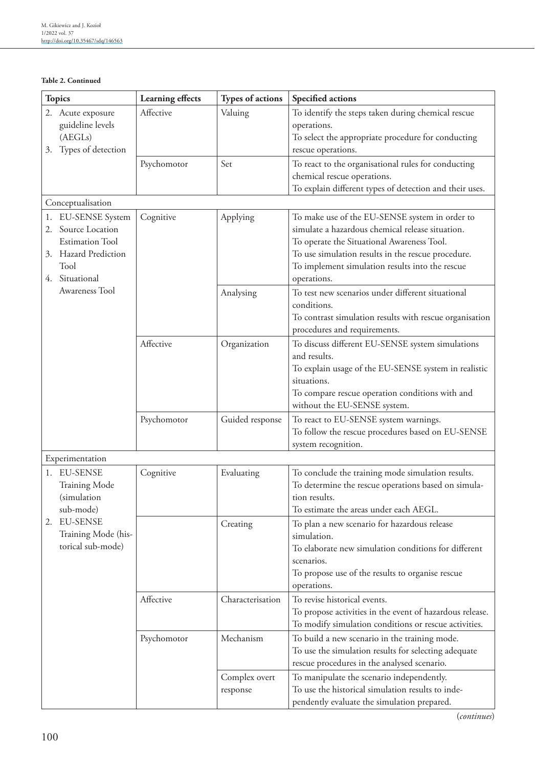**Table 2. Continued**

| Topics | Learning effects | Types of actions | Specified actions |
|---|---|---|---|
| 2. Acute exposure guideline levels (AEGLs)<br>3. Types of detection | Affective | Valuing | To identify the steps taken during chemical rescue operations.<br>To select the appropriate procedure for conducting rescue operations. |
| | Psychomotor | Set | To react to the organisational rules for conducting chemical rescue operations.<br>To explain different types of detection and their uses. |
| Conceptualisation | | | |
| 1. EU-SENSE System<br>2. Source Location Estimation Tool<br>3. Hazard Prediction Tool<br>4. Situational Awareness Tool | Cognitive | Applying | To make use of the EU-SENSE system in order to simulate a hazardous chemical release situation.<br>To operate the Situational Awareness Tool.<br>To use simulation results in the rescue procedure.<br>To implement simulation results into the rescue operations. |
| | | Analysing | To test new scenarios under different situational conditions.<br>To contrast simulation results with rescue organisation procedures and requirements. |
| | Affective | Organization | To discuss different EU-SENSE system simulations and results.<br>To explain usage of the EU-SENSE system in realistic situations.<br>To compare rescue operation conditions with and without the EU-SENSE system. |
| | Psychomotor | Guided response | To react to EU-SENSE system warnings.<br>To follow the rescue procedures based on EU-SENSE system recognition. |
| Experimentation | | | |
| 1. EU-SENSE Training Mode (simulation sub-mode)<br>2. EU-SENSE Training Mode (historical sub-mode) | Cognitive | Evaluating | To conclude the training mode simulation results.<br>To determine the rescue operations based on simulation results.<br>To estimate the areas under each AEGL. |
| | | Creating | To plan a new scenario for hazardous release simulation.<br>To elaborate new simulation conditions for different scenarios.<br>To propose use of the results to organise rescue operations. |
| | Affective | Characterisation | To revise historical events.<br>To propose activities in the event of hazardous release.<br>To modify simulation conditions or rescue activities. |
| | Psychomotor | Mechanism | To build a new scenario in the training mode.<br>To use the simulation results for selecting adequate rescue procedures in the analysed scenario. |
| | | Complex overt response | To manipulate the scenario independently.<br>To use the historical simulation results to independently evaluate the simulation prepared. |

(*continues*)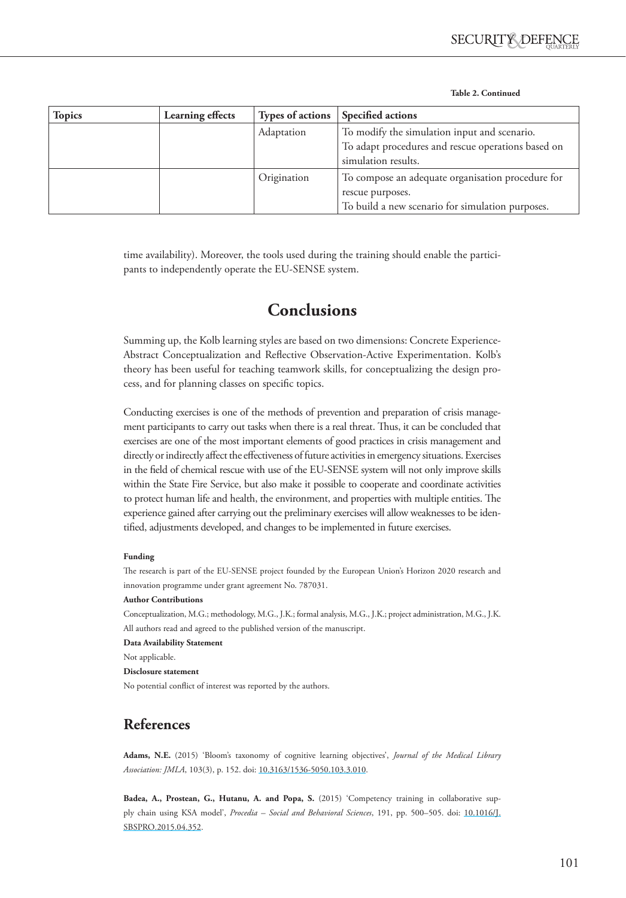**Table 2. Continued**

| Topics | Learning effects | Types of actions | Specified actions |
|---|---|---|---|
| | | Adaptation | To modify the simulation input and scenario. To adapt procedures and rescue operations based on simulation results. |
| | | Origination | To compose an adequate organisation procedure for rescue purposes. To build a new scenario for simulation purposes. |

time availability). Moreover, the tools used during the training should enable the participants to independently operate the EU-SENSE system.

## Conclusions

Summing up, the Kolb learning styles are based on two dimensions: Concrete Experience-Abstract Conceptualization and Reflective Observation-Active Experimentation. Kolb's theory has been useful for teaching teamwork skills, for conceptualizing the design process, and for planning classes on specific topics.

Conducting exercises is one of the methods of prevention and preparation of crisis management participants to carry out tasks when there is a real threat. Thus, it can be concluded that exercises are one of the most important elements of good practices in crisis management and directly or indirectly affect the effectiveness of future activities in emergency situations. Exercises in the field of chemical rescue with use of the EU-SENSE system will not only improve skills within the State Fire Service, but also make it possible to cooperate and coordinate activities to protect human life and health, the environment, and properties with multiple entities. The experience gained after carrying out the preliminary exercises will allow weaknesses to be identified, adjustments developed, and changes to be implemented in future exercises.

**Funding**

The research is part of the EU-SENSE project founded by the European Union's Horizon 2020 research and innovation programme under grant agreement No. 787031.

**Author Contributions**

Conceptualization, M.G.; methodology, M.G., J.K.; formal analysis, M.G., J.K.; project administration, M.G., J.K. All authors read and agreed to the published version of the manuscript.

**Data Availability Statement**

Not applicable.

**Disclosure statement**

No potential conflict of interest was reported by the authors.

## References

**Adams, N.E.** (2015) 'Bloom's taxonomy of cognitive learning objectives', *Journal of the Medical Library Association: JMLA*, 103(3), p. 152. doi: 10.3163/1536-5050.103.3.010.

**Badea, A., Prostean, G., Hutanu, A. and Popa, S.** (2015) 'Competency training in collaborative supply chain using KSA model', *Procedia – Social and Behavioral Sciences*, 191, pp. 500–505. doi: 10.1016/J.SBSPRO.2015.04.352.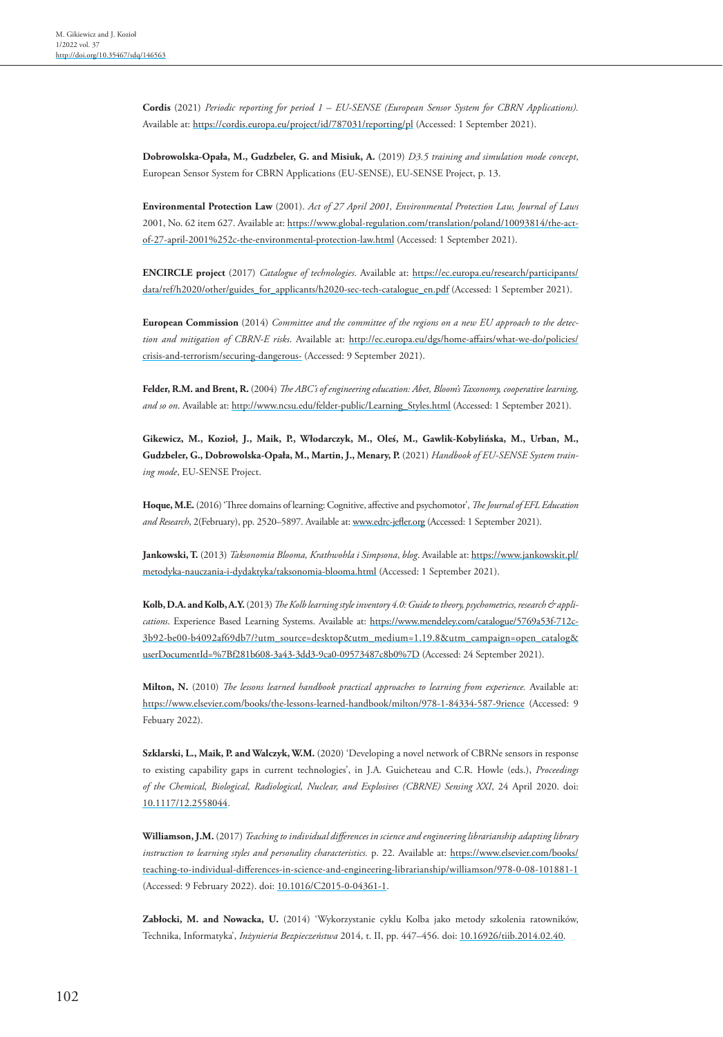**Cordis** (2021) *Periodic reporting for period 1 – EU-SENSE (European Sensor System for CBRN Applications).* Available at: https://cordis.europa.eu/project/id/787031/reporting/pl (Accessed: 1 September 2021).

**Dobrowolska-Opała, M., Gudzbeler, G. and Misiuk, A.** (2019) *D3.5 training and simulation mode concept*, European Sensor System for CBRN Applications (EU-SENSE), EU-SENSE Project, p. 13.

**Environmental Protection Law** (2001). *Act of 27 April 2001, Environmental Protection Law, Journal of Laws* 2001, No. 62 item 627. Available at: https://www.global-regulation.com/translation/poland/10093814/the-act-of-27-april-2001%252c-the-environmental-protection-law.html (Accessed: 1 September 2021).

**ENCIRCLE project** (2017) *Catalogue of technologies*. Available at: https://ec.europa.eu/research/participants/data/ref/h2020/other/guides_for_applicants/h2020-sec-tech-catalogue_en.pdf (Accessed: 1 September 2021).

**European Commission** (2014) *Committee and the committee of the regions on a new EU approach to the detection and mitigation of CBRN-E risks*. Available at: http://ec.europa.eu/dgs/home-affairs/what-we-do/policies/crisis-and-terrorism/securing-dangerous- (Accessed: 9 September 2021).

**Felder, R.M. and Brent, R.** (2004) *The ABC's of engineering education: Abet, Bloom's Taxonomy, cooperative learning, and so on*. Available at: http://www.ncsu.edu/felder-public/Learning_Styles.html (Accessed: 1 September 2021).

**Gikewicz, M., Kozioł, J., Maik, P., Włodarczyk, M., Oleś, M., Gawlik-Kobylińska, M., Urban, M., Gudzbeler, G., Dobrowolska-Opała, M., Martin, J., Menary, P.** (2021) *Handbook of EU-SENSE System training mode*, EU-SENSE Project.

**Hoque, M.E.** (2016) 'Three domains of learning: Cognitive, affective and psychomotor', *The Journal of EFL Education and Research*, 2(February), pp. 2520–5897. Available at: www.edrc-jefler.org (Accessed: 1 September 2021).

**Jankowski, T.** (2013) *Taksonomia Blooma, Krathwohla i Simpsona, blog*. Available at: https://www.jankowskit.pl/metodyka-nauczania-i-dydaktyka/taksonomia-blooma.html (Accessed: 1 September 2021).

**Kolb, D.A. and Kolb, A.Y.** (2013) *The Kolb learning style inventory 4.0: Guide to theory, psychometrics, research & applications*. Experience Based Learning Systems. Available at: https://www.mendeley.com/catalogue/5769a53f-712c-3b92-be00-b4092af69db7/?utm_source=desktop&utm_medium=1.19.8&utm_campaign=open_catalog&userDocumentId=%7Bf281b608-3a43-3dd3-9ca0-09573487c8b0%7D (Accessed: 24 September 2021).

**Milton, N.** (2010) *The lessons learned handbook practical approaches to learning from experience.* Available at: https://www.elsevier.com/books/the-lessons-learned-handbook/milton/978-1-84334-587-9rience (Accessed: 9 Febuary 2022).

**Szklarski, L., Maik, P. and Walczyk, W.M.** (2020) 'Developing a novel network of CBRNe sensors in response to existing capability gaps in current technologies', in J.A. Guicheteau and C.R. Howle (eds.), *Proceedings of the Chemical, Biological, Radiological, Nuclear, and Explosives (CBRNE) Sensing XXI*, 24 April 2020. doi: 10.1117/12.2558044.

**Williamson, J.M.** (2017) *Teaching to individual differences in science and engineering librarianship adapting library instruction to learning styles and personality characteristics.* p. 22. Available at: https://www.elsevier.com/books/teaching-to-individual-differences-in-science-and-engineering-librarianship/williamson/978-0-08-101881-1 (Accessed: 9 February 2022). doi: 10.1016/C2015-0-04361-1.

**Zabłocki, M. and Nowacka, U.** (2014) 'Wykorzystanie cyklu Kolba jako metody szkolenia ratowników, Technika, Informatyka', *Inżynieria Bezpieczeństwa* 2014, t. II, pp. 447–456. doi: 10.16926/tiib.2014.02.40.